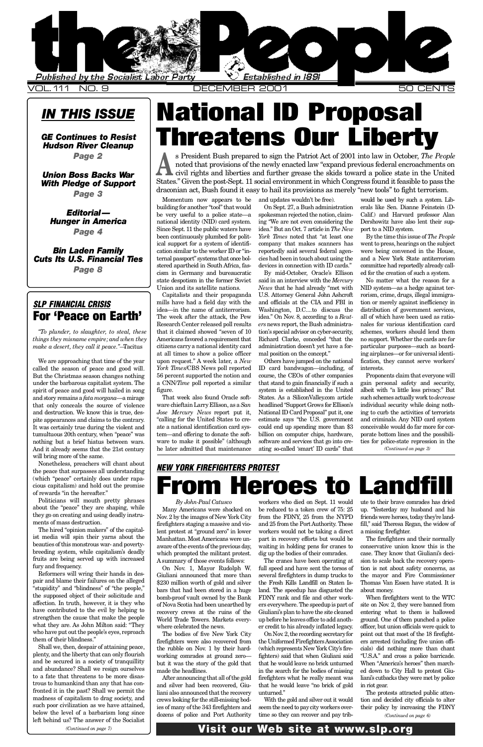# the People

*Published by the Socialist Labor Party* — *Established in 1891*

VOL. 111 NO. 9 — DECEMBER 2001 — 50 CENTS

## IN THIS ISSUE

***GE Continues to Resist Hudson River Cleanup*** — *Page 2*

***Union Boss Backs War With Pledge of Support*** — *Page 3*

***Editorial—Hunger in America*** — *Page 4*

***Bin Laden Family Cuts Its U.S. Financial Ties*** — *Page 8*

# National ID Proposal Threatens Our Liberty

As President Bush prepared to sign the Patriot Act of 2001 into law in October, *The People* noted that provisions of the newly enacted law "expand previous federal encroachments on civil rights and liberties and further grease the skids toward a police state in the United States." Given the post-Sept. 11 social environment in which Congress found it feasible to pass the draconian act, Bush found it easy to hail its provisions as merely "new tools" to fight terrorism.

Momentum now appears to be building for another "tool" that would be very useful to a police state—a national identity (NID) card system. Since Sept. 11 the public waters have been continuously plumbed for political support for a system of identification similar to the worker ID or "internal passport" systems that once bolstered apartheid in South Africa, fascism in Germany and bureaucratic state despotism in the former Soviet Union and its satellite nations.

Capitalists and their propaganda mills have had a field day with the idea—in the name of antiterrorism. The week after the attack, the Pew Research Center released poll results that it claimed showed "seven of 10 Americans favored a requirement that citizens carry a national identity card at all times to show a police officer upon request." A week later, a *New York Times*/CBS News poll reported 56 percent supported the notion and a CNN/*Time* poll reported a similar figure.

That week also found Oracle software chieftain Larry Ellison, as a *San Jose Mercury News* report put it, "calling for the United States to create a national identification card system—and offering to donate the software to make it possible" (although he later admitted that maintenance and updates wouldn't be free).

On Sept. 27, a Bush administration spokesman rejected the notion, claiming "We are not even considering the idea." But an Oct. 7 article in *The New York Times* noted that "at least one company that makes scanners has reportedly said several federal agencies had been in touch about using the devices in connection with ID cards."

By mid-October, Oracle's Ellison said in an interview with the *Mercury News* that he had already "met with U.S. Attorney General John Ashcroft and officials at the CIA and FBI in Washington, D.C....to discuss the idea." On Nov. 8, according to a *Reuters* news report, the Bush administration's special advisor on cyber-security, Richard Clarke, conceded "that the administration doesn't yet have a formal position on the concept."

Others have jumped on the national ID card bandwagon—including, of course, the CEOs of other companies that stand to gain financially if such a system is established in the United States. As a SiliconValley.com article headlined "Support Grows for Ellison's National ID Card Proposal" put it, one estimate says "the U.S. government could end up spending more than $3 billion on computer chips, hardware, software and services that go into creating so-called 'smart' ID cards" that would be used by such a system. Liberals like Sen. Dianne Feinstein (D-Calif.) and Harvard professor Alan Dershowitz have also lent their support to a NID system.

By the time this issue of *The People* went to press, hearings on the subject were being convened in the House, and a New York State antiterrorism committee had reportedly already called for the creation of such a system.

No matter what the reason for a NID system—as a hedge against terrorism, crime, drugs, illegal immigration or merely against inefficiency in distribution of government services, all of which have been used as rationales for various identification card schemes, workers should lend them no support. Whether the cards are for particular purposes—such as boarding airplanes—or for universal identification, they cannot serve workers' interests.

Proponents claim that everyone will gain personal safety and security, albeit with "a little less privacy." But such schemes actually work to *decrease* individual security while doing nothing to curb the activities of terrorists and criminals. Any NID card system conceivable would do far more for corporate bottom lines and the possibilities for police-state repression in the

*(Continued on page 3)*

## SLP FINANCIAL CRISIS

# For 'Peace on Earth'

*"To plunder, to slaughter, to steal, these things they misname empire; and when they make a desert, they call it peace."*—Tacitus

We are approaching that time of the year called the season of peace and good will. But the Christmas season changes nothing under the barbarous capitalist system. The spirit of peace and good will hailed in song and story remains a *fata morgana*—a mirage that only conceals the source of violence and destruction. We know this is true, despite appearances and claims to the contrary. It was certainly true during the violent and tumultuous 20th century, when "peace" was nothing but a brief hiatus between wars. And it already seems that the 21st century will bring more of the same.

Nonetheless, preachers will chant about the peace that surpasses all understanding (which "peace" certainly does under rapacious capitalism) and hold out the promise of rewards "in the hereafter."

Politicians will mouth pretty phrases about the "peace" they are shaping, while they go on creating and using deadly instruments of mass destruction.

The hired "opinion makers" of the capitalist media will spin their yarns about the beauties of this monstrous war- and poverty-breeding system, while capitalism's deadly fruits are being served up with increased fury and frequency.

Reformers will wring their hands in despair and blame their failures on the alleged "stupidity" and "blindness" of "the people," the supposed object of their solicitude and affection. In truth, however, it is they who have contributed to the evil by helping to strengthen the cause that make the people what they are. As John Milton said: "They who have put out the people's eyes, reproach them of their blindness."

Shall we, then, despair of attaining peace, plenty, and the liberty that can only flourish and be secured in a society of tranquillity and abundance? Shall we resign ourselves to a fate that threatens to be more disastrous to humankind than any that has confronted it in the past? Shall we permit the madness of capitalism to drag society, and such poor civilization as we have attained, below the level of a barbarism long since left behind us? The answer of the Socialist

*(Continued on page 7)*

## NEW YORK FIREFIGHTERS PROTEST

# From Heroes to Landfill

*By John-Paul Catusco*

Many Americans were shocked on Nov. 2 by the images of New York City firefighters staging a massive and violent protest at "ground zero" in lower Manhattan. Most Americans were unaware of the events of the previous day, which prompted the militant protest. A summary of those events follows:

On Nov. 1, Mayor Rudolph W. Giuliani announced that more than $230 million worth of gold and silver bars that had been stored in a huge bomb-proof vault owned by the Bank of Nova Scotia had been unearthed by recovery crews at the ruins of the World Trade Towers. Markets everywhere celebrated the news.

The bodies of five New York City firefighters were also recovered from the rubble on Nov. 1 by their hardworking comrades at ground zero—but it was the story of the gold that made the headlines.

After announcing that all of the gold and silver had been recovered, Giuliani also announced that the recovery crews looking for the still-missing bodies of many of the 343 firefighters and dozens of police and Port Authority workers who died on Sept. 11 would be reduced to a token crew of 75: 25 from the FDNY, 25 from the NYPD and 25 from the Port Authority. These workers would not be taking a direct part in recovery efforts but would be waiting in holding pens for cranes to dig up the bodies of their comrades.

The cranes have been operating at full speed and have sent the torsos of several firefighters in dump trucks to the Fresh Kills Landfill on Staten Island. The speedup has disgusted the FDNY rank and file and other workers everywhere. The speedup is part of Giuliani's plan to have the site cleaned up before he leaves office to add another credit to his already inflated legacy.

On Nov. 2, the recording secretary for the Uniformed Firefighters Association (which represents New York City's firefighters) said that when Giuliani said that he would leave no brick unturned in the search for the bodies of missing firefighters what he really meant was that he would leave "no brick of gold unturned."

With the gold and silver out it would seem the need to pay city workers overtime so they can recover and pay tribute to their brave comrades has dried up. "Yesterday my husband and his friends were heroes, today they're landfill," said Theresa Regan, the widow of a missing firefighter.

The firefighters and their normally conservative union know this is the case. They know that Giuliani's decision to scale back the recovery operation is not about safety concerns, as the mayor and Fire Commissioner Thomas Van Essen have stated. It is about money.

When firefighters went to the WTC site on Nov. 2, they were banned from entering what to them is hallowed ground. One of them punched a police officer, but union officials were quick to point out that most of the 18 firefighters arrested (including five union officials) did nothing more than chant "U.S.A." and cross a police barricade. When "America's heroes" then marched down to City Hall to protest Giuliani's cutbacks they were met by police in riot gear.

The protests attracted public attention and decided city officials to alter their policy by increasing the FDNY

*(Continued on page 6)*

**Visit our Web site at www.slp.org**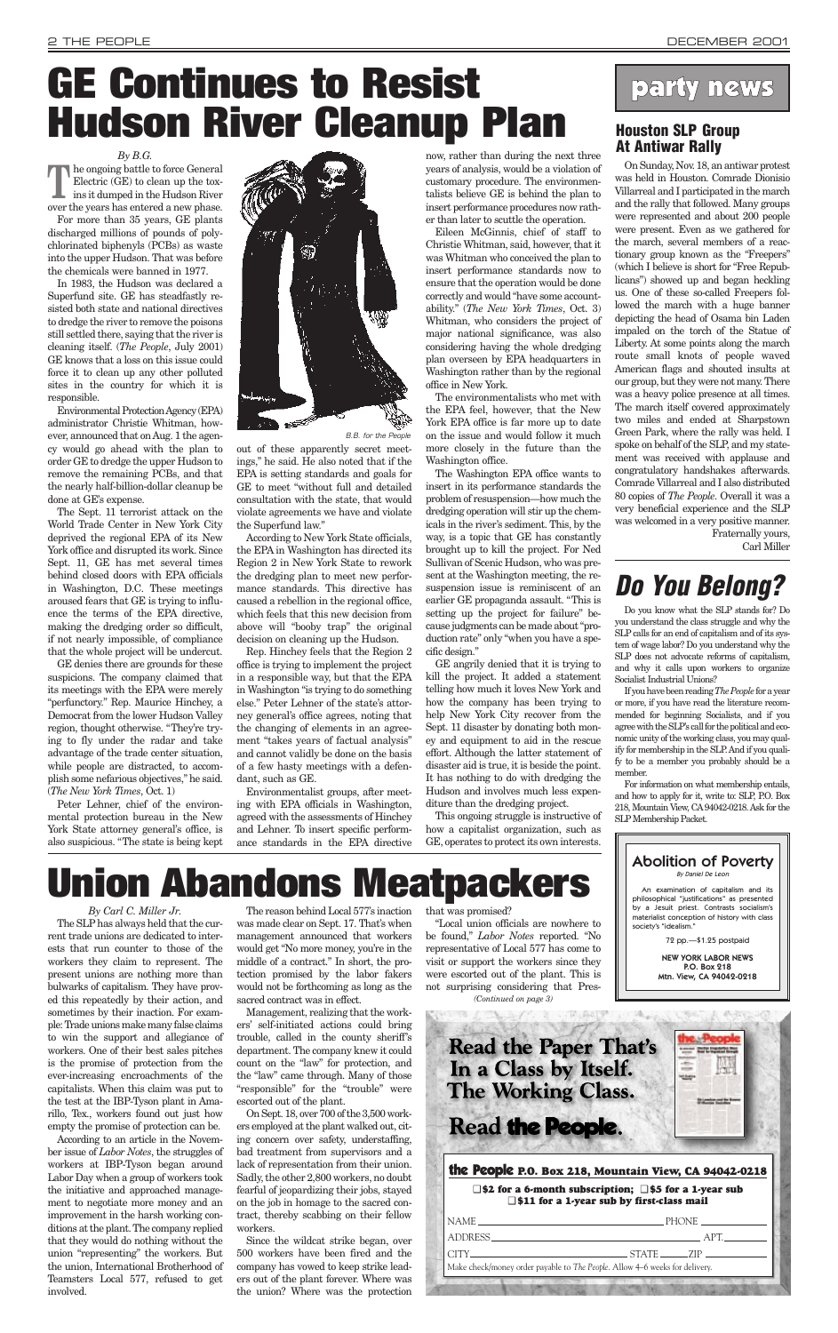# GE Continues to Resist Hudson River Cleanup Plan

*By B.G.*

The ongoing battle to force General Electric (GE) to clean up the toxins it dumped in the Hudson River over the years has entered a new phase.

For more than 35 years, GE plants discharged millions of pounds of polychlorinated biphenyls (PCBs) as waste into the upper Hudson. That was before the chemicals were banned in 1977.

In 1983, the Hudson was declared a Superfund site. GE has steadfastly resisted both state and national directives to dredge the river to remove the poisons still settled there, saying that the river is cleaning itself. (*The People*, July 2001) GE knows that a loss on this issue could force it to clean up any other polluted sites in the country for which it is responsible.

Environmental Protection Agency (EPA) administrator Christie Whitman, however, announced that on Aug. 1 the agency would go ahead with the plan to order GE to dredge the upper Hudson to remove the remaining PCBs, and that the nearly half-billion-dollar cleanup be done at GE's expense.

The Sept. 11 terrorist attack on the World Trade Center in New York City deprived the regional EPA of its New York office and disrupted its work. Since Sept. 11, GE has met several times behind closed doors with EPA officials in Washington, D.C. These meetings aroused fears that GE is trying to influence the terms of the EPA directive, making the dredging order so difficult, if not nearly impossible, of compliance that the whole project will be undercut.

GE denies there are grounds for these suspicions. The company claimed that its meetings with the EPA were merely "perfunctory." Rep. Maurice Hinchey, a Democrat from the lower Hudson Valley region, thought otherwise. "They're trying to fly under the radar and take advantage of the trade center situation, while people are distracted, to accomplish some nefarious objectives," he said. (*The New York Times*, Oct. 1)

Peter Lehner, chief of the environmental protection bureau in the New York State attorney general's office, is also suspicious. "The state is being kept out of these apparently secret meetings," he said. He also noted that if the EPA is setting standards and goals for GE to meet "without full and detailed consultation with the state, that would violate agreements we have and violate the Superfund law."

According to New York State officials, the EPA in Washington has directed its Region 2 in New York State to rework the dredging plan to meet new performance standards. This directive has caused a rebellion in the regional office, which feels that this new decision from above will "booby trap" the original decision on cleaning up the Hudson.

Rep. Hinchey feels that the Region 2 office is trying to implement the project in a responsible way, but that the EPA in Washington "is trying to do something else." Peter Lehner of the state's attorney general's office agrees, noting that the changing of elements in an agreement "takes years of factual analysis" and cannot validly be done on the basis of a few hasty meetings with a defendant, such as GE.

Environmentalist groups, after meeting with EPA officials in Washington, agreed with the assessments of Hinchey and Lehner. To insert specific performance standards in the EPA directive now, rather than during the next three years of analysis, would be a violation of customary procedure. The environmentalists believe GE is behind the plan to insert performance procedures now rather than later to scuttle the operation.

Eileen McGinnis, chief of staff to Christie Whitman, said, however, that it was Whitman who conceived the plan to insert performance standards now to ensure that the operation would be done correctly and would "have some accountability." (*The New York Times*, Oct. 3) Whitman, who considers the project of major national significance, was also considering having the whole dredging plan overseen by EPA headquarters in Washington rather than by the regional office in New York.

The environmentalists who met with the EPA feel, however, that the New York EPA office is far more up to date on the issue and would follow it much more closely in the future than the Washington office.

The Washington EPA office wants to insert in its performance standards the problem of resuspension—how much the dredging operation will stir up the chemicals in the river's sediment. This, by the way, is a topic that GE has constantly brought up to kill the project. For Ned Sullivan of Scenic Hudson, who was present at the Washington meeting, the resuspension issue is reminiscent of an earlier GE propaganda assault. "This is setting up the project for failure" because judgments can be made about "production rate" only "when you have a specific design."

GE angrily denied that it is trying to kill the project. It added a statement telling how much it loves New York and how the company has been trying to help New York City recover from the Sept. 11 disaster by donating both money and equipment to aid in the rescue effort. Although the latter statement of disaster aid is true, it is beside the point. It has nothing to do with dredging the Hudson and involves much less expenditure than the dredging project.

This ongoing struggle is instructive of how a capitalist organization, such as GE, operates to protect its own interests.

B.B. for the People

# party news

## Houston SLP Group At Antiwar Rally

On Sunday, Nov. 18, an antiwar protest was held in Houston. Comrade Dionisio Villarreal and I participated in the march and the rally that followed. Many groups were represented and about 200 people were present. Even as we gathered for the march, several members of a reactionary group known as the "Freepers" (which I believe is short for "Free Republicans") showed up and began heckling us. One of these so-called Freepers followed the march with a huge banner depicting the head of Osama bin Laden impaled on the torch of the Statue of Liberty. At some points along the march route small knots of people waved American flags and shouted insults at our group, but they were not many. There was a heavy police presence at all times. The march itself covered approximately two miles and ended at Sharpstown Green Park, where the rally was held. I spoke on behalf of the SLP, and my statement was received with applause and congratulatory handshakes afterwards. Comrade Villarreal and I also distributed 80 copies of *The People*. Overall it was a very beneficial experience and the SLP was welcomed in a very positive manner.

Fraternally yours,
Carl Miller

# *Do You Belong?*

Do you know what the SLP stands for? Do you understand the class struggle and why the SLP calls for an end of capitalism and of its system of wage labor? Do you understand why the SLP does not advocate reforms of capitalism, and why it calls upon workers to organize Socialist Industrial Unions?

If you have been reading *The People* for a year or more, if you have read the literature recommended for beginning Socialists, and if you agree with the SLP's call for the political and economic unity of the working class, you may qualify for membership in the SLP. And if you qualify to be a member you probably should be a member.

For information on what membership entails, and how to apply for it, write to: SLP, P.O. Box 218, Mountain View, CA 94042-0218. Ask for the SLP Membership Packet.

# Union Abandons Meatpackers

*By Carl C. Miller Jr.*

The SLP has always held that the current trade unions are dedicated to interests that run counter to those of the workers they claim to represent. The present unions are nothing more than bulwarks of capitalism. They have proved this repeatedly by their action, and sometimes by their inaction. For example: Trade unions make many false claims to win the support and allegiance of workers. One of their best sales pitches is the promise of protection from the ever-increasing encroachments of the capitalists. When this claim was put to the test at the IBP-Tyson plant in Amarillo, Tex., workers found out just how empty the promise of protection can be.

According to an article in the November issue of *Labor Notes*, the struggles of workers at IBP-Tyson began around Labor Day when a group of workers took the initiative and approached management to negotiate more money and an improvement in the harsh working conditions at the plant. The company replied that they would do nothing without the union "representing" the workers. But the union, International Brotherhood of Teamsters Local 577, refused to get involved.

The reason behind Local 577's inaction was made clear on Sept. 17. That's when management announced that workers would get "No more money, you're in the middle of a contract." In short, the protection promised by the labor fakers would not be forthcoming as long as the sacred contract was in effect.

Management, realizing that the workers' self-initiated actions could bring trouble, called in the county sheriff's department. The company knew it could count on the "law" for protection, and the "law" came through. Many of those "responsible" for the "trouble" were escorted out of the plant.

On Sept. 18, over 700 of the 3,500 workers employed at the plant walked out, citing concern over safety, understaffing, bad treatment from supervisors and a lack of representation from their union. Sadly, the other 2,800 workers, no doubt fearful of jeopardizing their jobs, stayed on the job in homage to the sacred contract, thereby scabbing on their fellow workers.

Since the wildcat strike began, over 500 workers have been fired and the company has vowed to keep strike leaders out of the plant forever. Where was the union? Where was the protection that was promised?

"Local union officials are nowhere to be found," *Labor Notes* reported. "No representative of Local 577 has come to visit or support the workers since they were escorted out of the plant. This is not surprising considering that Pres-

*(Continued on page 3)*

## Abolition of Poverty

*By Daniel De Leon*

An examination of capitalism and its philosophical "justifications" as presented by a Jesuit priest. Contrasts socialism's materialist conception of history with class society's "idealism."

72 pp.—$1.25 postpaid

**NEW YORK LABOR NEWS**
**P.O. Box 218**
**Mtn. View, CA 94042-0218**

**Read the Paper That's In a Class by Itself. The Working Class.**

**Read the People.**

**the People P.O. Box 218, Mountain View, CA 94042-0218**

❑ $2 for a 6-month subscription; ❑ $5 for a 1-year sub
❑ $11 for a 1-year sub by first-class mail

NAME ______ PHONE ______

ADDRESS ______ APT. ______

CITY ______ STATE ______ ZIP ______

Make check/money order payable to *The People*. Allow 4–6 weeks for delivery.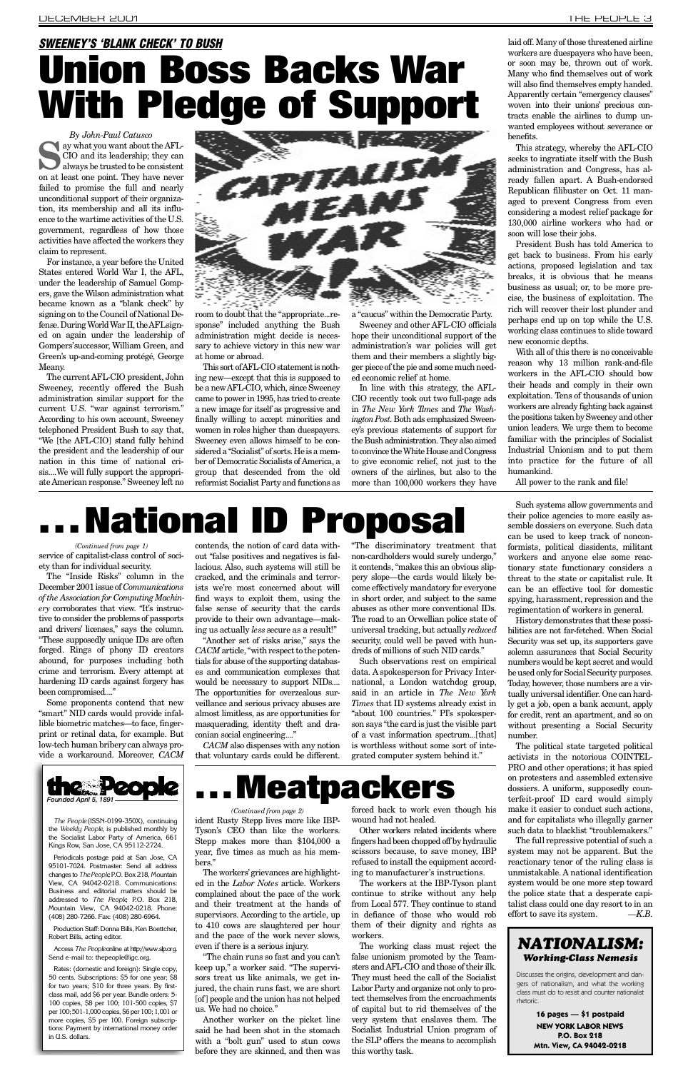## SWEENEY'S 'BLANK CHECK' TO BUSH

# Union Boss Backs War With Pledge of Support

*By John-Paul Catusco*

Say what you want about the AFL-CIO and its leadership; they can always be trusted to be consistent on at least one point. They have never failed to promise the full and nearly unconditional support of their organization, its membership and all its influence to the wartime activities of the U.S. government, regardless of how those activities have affected the workers they claim to represent.

For instance, a year before the United States entered World War I, the AFL, under the leadership of Samuel Gompers, gave the Wilson administration what became known as a "blank check" by signing on to the Council of National Defense. During World War II, the AFL signed on again under the leadership of Gompers'successor, William Green, and Green's up-and-coming protégé, George Meany.

The current AFL-CIO president, John Sweeney, recently offered the Bush administration similar support for the current U.S. "war against terrorism." According to his own account, Sweeney telephoned President Bush to say that, "We [the AFL-CIO] stand fully behind the president and the leadership of our nation in this time of national crisis....We will fully support the appropriate American response." Sweeney left no room to doubt that the "appropriate...response" included anything the Bush administration might decide is necessary to achieve victory in this new war at home or abroad.

This sort of AFL-CIO statement is nothing new—except that this is supposed to be a new AFL-CIO, which, since Sweeney came to power in 1995, has tried to create a new image for itself as progressive and finally willing to accept minorities and women in roles higher than duespayers. Sweeney even allows himself to be considered a "Socialist" of sorts. He is a member of Democratic Socialists of America, a group that descended from the old reformist Socialist Party and functions as a "caucus" within the Democratic Party.

Sweeney and other AFL-CIO officials hope their unconditional support of the administration's war policies will get them and their members a slightly bigger piece of the pie and some much needed economic relief at home.

In line with this strategy, the AFL-CIO recently took out two full-page ads in *The New York Times* and *The Washington Post*. Both ads emphasized Sweeney's previous statements of support for the Bush administration. They also aimed to convince the White House and Congress to give economic relief, not just to the owners of the airlines, but also to the more than 100,000 workers they have laid off. Many of those threatened airline workers are duespayers who have been, or soon may be, thrown out of work. Many who find themselves out of work will also find themselves empty handed. Apparently certain "emergency clauses" woven into their unions' precious contracts enable the airlines to dump unwanted employees without severance or benefits.

This strategy, whereby the AFL-CIO seeks to ingratiate itself with the Bush administration and Congress, has already fallen apart. A Bush-endorsed Republican filibuster on Oct. 11 managed to prevent Congress from even considering a modest relief package for 130,000 airline workers who had or soon will lose their jobs.

President Bush has told America to get back to business. From his early actions, proposed legislation and tax breaks, it is obvious that he means business as usual; or, to be more precise, the business of exploitation. The rich will recover their lost plunder and perhaps end up on top while the U.S. working class continues to slide toward new economic depths.

With all of this there is no conceivable reason why 13 million rank-and-file workers in the AFL-CIO should bow their heads and comply in their own exploitation. Tens of thousands of union workers are already fighting back against the positions taken by Sweeney and other union leaders. We urge them to become familiar with the principles of Socialist Industrial Unionism and to put them into practice for the future of all humankind.

All power to the rank and file!

# ...National ID Proposal

*(Continued from page 1)*

service of capitalist-class control of society than for individual security.

The "Inside Risks" column in the December 2001 issue of *Communications of the Association for Computing Machinery* corroborates that view. "It's instructive to consider the problems of passports and drivers' licenses," says the column. "These supposedly unique IDs are often forged. Rings of phony ID creators abound, for purposes including both crime and terrorism. Every attempt at hardening ID cards against forgery has been compromised...."

Some proponents contend that new "smart" NID cards would provide infallible biometric matches—to face, fingerprint or retinal data, for example. But low-tech human bribery can always provide a workaround. Moreover, *CACM* contends, the notion of card data without "false positives and negatives is fallacious. Also, such systems will still be cracked, and the criminals and terrorists we're most concerned about will find ways to exploit them, using the false sense of security that the cards provide to their own advantage—making us actually *less* secure as a result!"

"Another set of risks arise," says the *CACM* article, "with respect to the potentials for abuse of the supporting databases and communication complexes that would be necessary to support NIDs.... The opportunities for overzealous surveillance and serious privacy abuses are almost limitless, as are opportunities for masquerading, identity theft and draconian social engineering...."

*CACM* also dispenses with any notion that voluntary cards could be different. "The discriminatory treatment that non-cardholders would surely undergo," it contends, "makes this an obvious slippery slope—the cards would likely become effectively mandatory for everyone in short order, and subject to the same abuses as other more conventional IDs. The road to an Orwellian police state of universal tracking, but actually *reduced* security, could well be paved with hundreds of millions of such NID cards."

Such observations rest on empirical data. A spokesperson for Privacy International, a London watchdog group, said in an article in *The New York Times* that ID systems already exist in "about 100 countries." PI's spokesperson says "the card is just the visible part of a vast information spectrum...[that] is worthless without some sort of integrated computer system behind it."

Such systems allow governments and their police agencies to more easily assemble dossiers on everyone. Such data can be used to keep track of nonconformists, political dissidents, militant workers and anyone else some reactionary state functionary considers a threat to the state or capitalist rule. It can be an effective tool for domestic spying, harassment, repression and the regimentation of workers in general.

History demonstrates that these possibilities are not far-fetched. When Social Security was set up, its supporters gave solemn assurances that Social Security numbers would be kept secret and would be used only for Social Security purposes. Today, however, those numbers are a virtually universal identifier. One can hardly get a job, open a bank account, apply for credit, rent an apartment, and so on without presenting a Social Security number.

The political state targeted political activists in the notorious COINTELPRO and other operations; it has spied on protesters and assembled extensive dossiers. A uniform, supposedly counterfeit-proof ID card would simply make it easier to conduct such actions, and for capitalists who illegally garner such data to blacklist "troublemakers."

The full repressive potential of such a system may not be apparent. But the reactionary tenor of the ruling class is unmistakable. A national identification system would be one more step toward the police state that a desperate capitalist class could one day resort to in an effort to save its system. —*K.B.*

**the People**
*Founded April 5, 1891*

*The People* (ISSN-0199-350X), continuing the *Weekly People*, is published monthly by the Socialist Labor Party of America, 661 Kings Row, San Jose, CA 95112-2724.

Periodicals postage paid at San Jose, CA 95101-7024. Postmaster: Send all address changes to *The People*, P.O. Box 218, Mountain View, CA 94042-0218. Communications: Business and editorial matters should be addressed to *The People*, P.O. Box 218, Mountain View, CA 94042-0218. Phone: (408) 280-7266. Fax: (408) 280-6964.

Production Staff: Donna Bills, Ken Boettcher, Robert Bills, acting editor.

Access *The People* online at http://www.slp.org. Send e-mail to: thepeople@igc.org.

Rates: (domestic and foreign): Single copy, 50 cents. Subscriptions: $5 for one year; $8 for two years; $10 for three years. By first-class mail, add $6 per year. Bundle orders: 5-100 copies, $8 per 100; 101-500 copies, $7 per 100; 501-1,000 copies, $6 per 100; 1,001 or more copies, $5 per 100. Foreign subscriptions: Payment by international money order in U.S. dollars.

# ...Meatpackers

*(Continued from page 2)*

ident Rusty Stepp lives more like IBP-Tyson's CEO than like the workers. Stepp makes more than $104,000 a year, five times as much as his members."

The workers' grievances are highlighted in the *Labor Notes* article. Workers complained about the pace of the work and their treatment at the hands of supervisors. According to the article, up to 410 cows are slaughtered per hour and the pace of the work never slows, even if there is a serious injury.

"The chain runs so fast and you can't keep up," a worker said. "The supervisors treat us like animals, we get injured, the chain runs fast, we are short [of] people and the union has not helped us. We had no choice."

Another worker on the picket line said he had been shot in the stomach with a "bolt gun" used to stun cows before they are skinned, and then was forced back to work even though his wound had not healed.

Other workers related incidents where fingers had been chopped off by hydraulic scissors because, to save money, IBP refused to install the equipment according to manufacturer's instructions.

The workers at the IBP-Tyson plant continue to strike without any help from Local 577. They continue to stand in defiance of those who would rob them of their dignity and rights as workers.

The working class must reject the false unionism promoted by the Teamsters and AFL-CIO and those of their ilk. They must heed the call of the Socialist Labor Party and organize not only to protect themselves from the encroachments of capital but to rid themselves of the very system that enslaves them. The Socialist Industrial Union program of the SLP offers the means to accomplish this worthy task.

**NATIONALISM:**
***Working-Class Nemesis***

Discusses the origins, development and dangers of nationalism, and what the working class must do to resist and counter nationalist rhetoric.

**16 pages — $1 postpaid**
**NEW YORK LABOR NEWS**
**P.O. Box 218**
**Mtn. View, CA 94042-0218**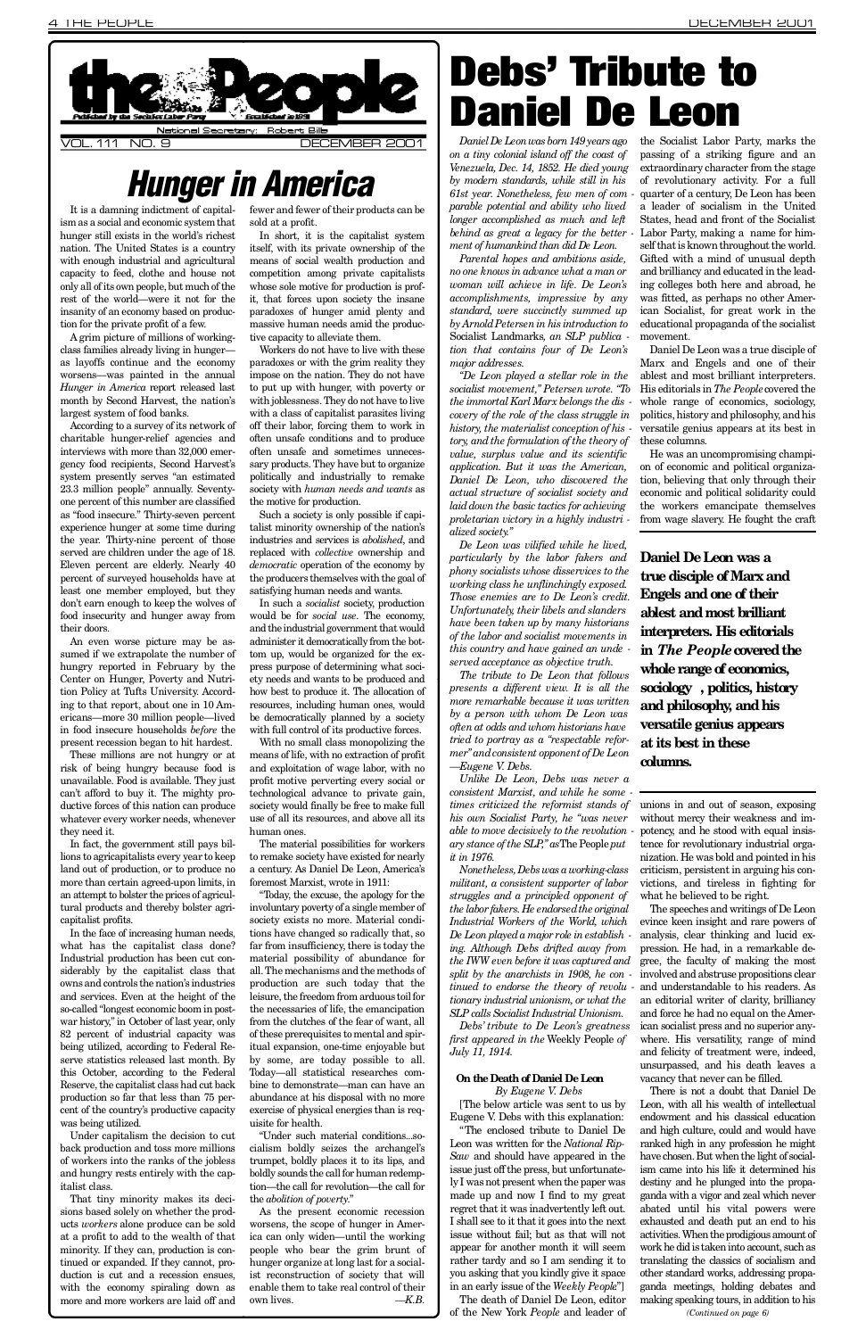the People

Published by the Socialist Labor Party — Established in 1891

National Secretary: Robert Bills

VOL. 111 NO. 9 DECEMBER 2001

# Hunger in America

It is a damning indictment of capitalism as a social and economic system that hunger still exists in the world's richest nation. The United States is a country with enough industrial and agricultural capacity to feed, clothe and house not only all of its own people, but much of the rest of the world—were it not for the insanity of an economy based on production for the private profit of a few.

A grim picture of millions of working-class families already living in hunger—as layoffs continue and the economy worsens—was painted in the annual *Hunger in America* report released last month by Second Harvest, the nation's largest system of food banks.

According to a survey of its network of charitable hunger-relief agencies and interviews with more than 32,000 emergency food recipients, Second Harvest's system presently serves "an estimated 23.3 million people" annually. Seventy-one percent of this number are classified as "food insecure." Thirty-seven percent experience hunger at some time during the year. Thirty-nine percent of those served are children under the age of 18. Eleven percent are elderly. Nearly 40 percent of surveyed households have at least one member employed, but they don't earn enough to keep the wolves of food insecurity and hunger away from their doors.

An even worse picture may be assumed if we extrapolate the number of hungry reported in February by the Center on Hunger, Poverty and Nutrition Policy at Tufts University. According to that report, about one in 10 Americans—more 30 million people—lived in food insecure households *before* the present recession began to hit hardest.

These millions are not hungry or at risk of being hungry because food is unavailable. Food is available. They just can't afford to buy it. The mighty productive forces of this nation can produce whatever every worker needs, whenever they need it.

In fact, the government still pays billions to agricapitalists every year to keep land out of production, or to produce no more than certain agreed-upon limits, in an attempt to bolster the prices of agricultural products and thereby bolster agricapitalist profits.

In the face of increasing human needs, what has the capitalist class done? Industrial production has been cut considerably by the capitalist class that owns and controls the nation's industries and services. Even at the height of the so-called "longest economic boom in postwar history," in October of last year, only 82 percent of industrial capacity was being utilized, according to Federal Reserve statistics released last month. By this October, according to the Federal Reserve, the capitalist class had cut back production so far that less than 75 percent of the country's productive capacity was being utilized.

Under capitalism the decision to cut back production and toss more millions of workers into the ranks of the jobless and hungry rests entirely with the capitalist class.

That tiny minority makes its decisions based solely on whether the products *workers* alone produce can be sold at a profit to add to the wealth of that minority. If they can, production is continued or expanded. If they cannot, production is cut and a recession ensues, with the economy spiraling down as more and more workers are laid off and fewer and fewer of their products can be sold at a profit.

In short, it is the capitalist system itself, with its private ownership of the means of social wealth production and competition among private capitalists whose sole motive for production is profit, that forces upon society the insane paradoxes of hunger amid plenty and massive human needs amid the productive capacity to alleviate them.

Workers do not have to live with these paradoxes or with the grim reality they impose on the nation. They do not have to put up with hunger, with poverty or with joblessness. They do not have to live with a class of capitalist parasites living off their labor, forcing them to work in often unsafe conditions and to produce often unsafe and sometimes unnecessary products. They have but to organize politically and industrially to remake society with *human needs and wants* as the motive for production.

Such a society is only possible if capitalist minority ownership of the nation's industries and services is *abolished*, and replaced with *collective* ownership and *democratic* operation of the economy by the producers themselves with the goal of satisfying human needs and wants.

In such a *socialist* society, production would be for *social use*. The economy, and the industrial government that would administer it democratically from the bottom up, would be organized for the express purpose of determining what society needs and wants to be produced and how best to produce it. The allocation of resources, including human ones, would be democratically planned by a society with full control of its productive forces.

With no small class monopolizing the means of life, with no extraction of profit and exploitation of wage labor, with no profit motive perverting every social or technological advance to private gain, society would finally be free to make full use of all its resources, and above all its human ones.

The material possibilities for workers to remake society have existed for nearly a century. As Daniel De Leon, America's foremost Marxist, wrote in 1911:

"Today, the excuse, the apology for the involuntary poverty of a single member of society exists no more. Material conditions have changed so radically that, so far from insufficiency, there is today the material possibility of abundance for all. The mechanisms and the methods of production are such today that the leisure, the freedom from arduous toil for the necessaries of life, the emancipation from the clutches of the fear of want, all of these prerequisites to mental and spiritual expansion, one-time enjoyable but by some, are today possible to all. Today—all statistical researches combine to demonstrate—man can have an abundance at his disposal with no more exercise of physical energies than is requisite for health.

"Under such material conditions...socialism boldly seizes the archangel's trumpet, boldly places it to its lips, and boldly sounds the call for human redemption—the call for revolution—the call for the *abolition of poverty*."

As the present economic recession worsens, the scope of hunger in America can only widen—until the working people who bear the grim brunt of hunger organize at long last for a socialist reconstruction of society that will enable them to take real control of their own lives. —*K.B.*

# Debs' Tribute to Daniel De Leon

*Daniel De Leon was born 149 years ago on a tiny colonial island off the coast of Venezuela, Dec. 14, 1852. He died young by modern standards, while still in his 61st year. Nonetheless, few men of comparable potential and ability who lived longer accomplished as much and left behind as great a legacy for the betterment of humankind than did De Leon.*

*Parental hopes and ambitions aside, no one knows in advance what a man or woman will achieve in life. De Leon's accomplishments, impressive by any standard, were succinctly summed up by Arnold Petersen in his introduction to* Socialist Landmarks, *an SLP publication that contains four of De Leon's major addresses.*

*"De Leon played a stellar role in the socialist movement," Petersen wrote. "To the immortal Karl Marx belongs the discovery of the role of the class struggle in history, the materialist conception of history, and the formulation of the theory of value, surplus value and its scientific application. But it was the American, Daniel De Leon, who discovered the actual structure of socialist society and laid down the basic tactics for achieving proletarian victory in a highly industrialized society."*

*De Leon was vilified while he lived, particularly by the labor fakers and phony socialists whose disservices to the working class he unflinchingly exposed. Those enemies are to De Leon's credit. Unfortunately, their libels and slanders have been taken up by many historians of the labor and socialist movements in this country and have gained an undeserved acceptance as objective truth.*

*The tribute to De Leon that follows presents a different view. It is all the more remarkable because it was written by a person with whom De Leon was often at odds and whom historians have tried to portray as a "respectable reformer" and consistent opponent of De Leon —Eugene V. Debs.*

*Unlike De Leon, Debs was never a consistent Marxist, and while he sometimes criticized the reformist stands of his own Socialist Party, he "was never able to move decisively to the revolutionary stance of the SLP," as* The People *put it in 1976.*

*Nonetheless, Debs was a working-class militant, a consistent supporter of labor struggles and a principled opponent of the labor fakers. He endorsed the original Industrial Workers of the World, which De Leon played a major role in establishing. Although Debs drifted away from the IWW even before it was captured and split by the anarchists in 1908, he continued to endorse the theory of revolutionary industrial unionism, or what the SLP calls Socialist Industrial Unionism.*

*Debs' tribute to De Leon's greatness first appeared in the* Weekly People *of July 11, 1914.*

### On the Death of Daniel De Leon

*By Eugene V. Debs*

[The below article was sent to us by Eugene V. Debs with this explanation:

"The enclosed tribute to Daniel De Leon was written for the *National Rip-Saw* and should have appeared in the issue just off the press, but unfortunately I was not present when the paper was made up and now I find to my great regret that it was inadvertently left out. I shall see to it that it goes into the next issue without fail; but as that will not appear for another month it will seem rather tardy and so I am sending it to you asking that you kindly give it space in an early issue of the *Weekly People*"]

The death of Daniel De Leon, editor of the New York *People* and leader of the Socialist Labor Party, marks the passing of a striking figure and an extraordinary character from the stage of revolutionary activity. For a full quarter of a century, De Leon has been a leader of socialism in the United States, head and front of the Socialist Labor Party, making a name for himself that is known throughout the world. Gifted with a mind of unusual depth and brilliancy and educated in the leading colleges both here and abroad, he was fitted, as perhaps no other American Socialist, for great work in the educational propaganda of the socialist movement.

Daniel De Leon was a true disciple of Marx and Engels and one of their ablest and most brilliant interpreters. His editorials in *The People* covered the whole range of economics, sociology, politics, history and philosophy, and his versatile genius appears at its best in these columns.

**Daniel De Leon was a true disciple of Marx and Engels and one of their ablest and most brilliant interpreters. His editorials in *The People* covered the whole range of economics, sociology , politics, history and philosophy, and his versatile genius appears at its best in these columns.**

He was an uncompromising champion of economic and political organization, believing that only through their economic and political solidarity could the workers emancipate themselves from wage slavery. He fought the craft unions in and out of season, exposing without mercy their weakness and impotency, and he stood with equal insistence for revolutionary industrial organization. He was bold and pointed in his criticism, persistent in arguing his convictions, and tireless in fighting for what he believed to be right.

The speeches and writings of De Leon evince keen insight and rare powers of analysis, clear thinking and lucid expression. He had, in a remarkable degree, the faculty of making the most involved and abstruse propositions clear and understandable to his readers. As an editorial writer of clarity, brilliancy and force he had no equal on the American socialist press and no superior anywhere. His versatility, range of mind and felicity of treatment were, indeed, unsurpassed, and his death leaves a vacancy that never can be filled.

There is not a doubt that Daniel De Leon, with all his wealth of intellectual endowment and his classical education and high culture, could and would have ranked high in any profession he might have chosen. But when the light of socialism came into his life it determined his destiny and he plunged into the propaganda with a vigor and zeal which never abated until his vital powers were exhausted and death put an end to his activities. When the prodigious amount of work he did is taken into account, such as translating the classics of socialism and other standard works, addressing propaganda meetings, holding debates and making speaking tours, in addition to his

*(Continued on page 6)*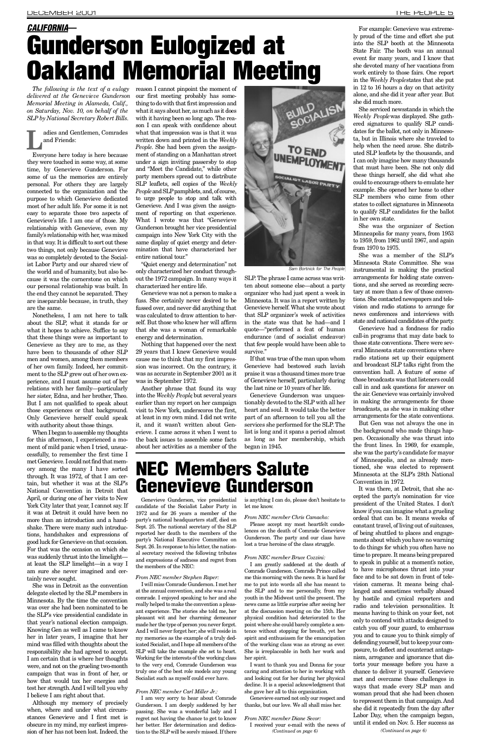## CALIFORNIA—

# Gunderson Eulogized at Oakland Memorial Meeting

*The following is the text of a eulogy delivered at the Genevieve Gunderson Memorial Meeting in Alameda, Calif., on Saturday, Nov. 10, on behalf of the SLP by National Secretary Robert Bills.*

Ladies and Gentlemen, Comrades and Friends:

Everyone here today is here because they were touched in some way, at some time, by Genevieve Gunderson. For some of us the memories are entirely personal. For others they are largely connected to the organization and the purpose to which Genevieve dedicated most of her adult life. For some it is not easy to separate those two aspects of Genevieve's life. I am one of those. My relationship with Genevieve, even my family's relationship with her, was mixed in that way. It is difficult to sort out these two things, not only because Genevieve was so completely devoted to the Socialist Labor Party and our shared view of the world and of humanity, but also because it was the cornerstone on which our personal relationship was built. In the end they cannot be separated. They are inseparable because, in truth, they are the same.

Nonetheless, I am not here to talk about the SLP, what it stands for or what it hopes to achieve. Suffice to say that these things were as important to Genevieve as they are to me, as they have been to thousands of other SLP men and women, among them members of her own family. Indeed, her commitment to the SLP grew out of her own experience, and I must assume out of her relations with her family—particularly her sister, Edna, and her brother, Theo. But I am not qualified to speak about those experiences or that background. Only Genevieve herself could speak with authority about those things.

When I began to assemble my thoughts for this afternoon, I experienced a moment of mild panic when I tried, unsuccessfully, to remember the first time I met Genevieve. I could not find that memory among the many I have sorted through. It was 1972, of that I am certain, but whether it was at the SLP's National Convention in Detroit that April, or during one of her visits to New York City later that year, I cannot say. If it was at Detroit it could have been no more than an introduction and a handshake. There were many such introductions, handshakes and expressions of good luck for Genevieve on that occasion. For that was the occasion on which she was suddenly thrust into the limelight—at least the SLP limelight—in a way I am sure she never imagined and certainly never sought.

She was in Detroit as the convention delegate elected by the SLP members in Minnesota. By the time the convention was over she had been nominated to be the SLP's vice presidential candidate in that year's national election campaign. Knowing Gen as well as I came to know her in later years, I imagine that her mind was filled with thoughts about the responsibility she had agreed to accept. I am certain that is where her thoughts were, and not on the grueling two-month campaign that was in front of her, or how that would tax her energies and test her strength. And I will tell you why I believe I am right about that.

Although my memory of precisely when, where and under what circumstances Genevieve and I first met is obscure in my mind, my earliest impression of her has not been lost. Indeed, the reason I cannot pinpoint the moment of our first meeting probably has something to do with that first impression and what it says about her, as much as it does with it having been so long ago. The reason I can speak with confidence about what that impression was is that it was written down and printed in the *Weekly People*. She had been given the assignment of standing on a Manhattan street under a sign inviting passersby to stop and "Meet the Candidate," while other party members spread out to distribute SLP leaflets, sell copies of the *Weekly People* and SLP pamphlets, and, of course, to urge people to stop and talk with Genevieve. And I was given the assignment of reporting on that experience. What I wrote was that "Genevieve Gunderson brought her vice presidential campaign into New York City with the same display of quiet energy and determination that have characterized her entire national tour."

"Quiet energy and determination" not only characterized her conduct throughout the 1972 campaign. In many ways it characterized her entire life.

Genevieve was not a person to make a fuss. She certainly never desired to be fussed over, and never did anything that was calculated to draw attention to herself. But those who knew her will affirm that she was a woman of remarkable energy and determination.

Nothing that happened over the next 29 years that I knew Genevieve would cause me to think that my first impression was incorrect. On the contrary, it was as accurate in September 2001 as it was in September 1972.

Another phrase that found its way into the *Weekly People*, but several years earlier than my report on her campaign visit to New York, underscores the first, at least in my own mind. I did not write it, and it wasn't written about Genevieve. I came across it when I went to the back issues to assemble some facts about her activities as a member of the SLP. The phrase I came across was written about someone else—about a party organizer who had just spent a week in Minnesota. It was in a report written by Genevieve herself. What she wrote about that SLP organizer's week of activities in the state was that he had—and I quote—"performed a feat of human endurance (and of socialist endeavor) that few people would have been able to survive."

Sam Bortnick for The People

If that was true of the man upon whom Genevieve had bestowed such lavish praise it was a thousand times more true of Genevieve herself, particularly during the last nine or 10 years of her life.

Genevieve Gunderson was unquestionably devoted to the SLP with all her heart and soul. It would take the better part of an afternoon to tell you all the services she performed for the SLP. The list is long and it spans a period almost as long as her membership, which began in 1945.

For example: Genevieve was extremely proud of the time and effort she put into the SLP booth at the Minnesota State Fair. The booth was an annual event for many years, and I know that she devoted many of her vacations from work entirely to those fairs. One report in the *Weekly People* states that she put in 12 to 16 hours a day on that activity alone, and she did it year after year. But she did much more.

She serviced newsstands in which the *Weekly People* was displayed. She gathered signatures to qualify SLP candidates for the ballot, not only in Minnesota, but in Illinois where she traveled to help when the need arose. She distributed SLP leaflets by the thousands, and I can only imagine how many thousands that must have been. She not only did these things herself, she did what she could to encourage others to emulate her example. She opened her home to other SLP members who came from other states to collect signatures in Minnesota to qualify SLP candidates for the ballot in her own state.

She was the organizer of Section Minneapolis for many years, from 1953 to 1959, from 1962 until 1967, and again from 1970 to 1975.

She was a member of the SLP's Minnesota State Committee. She was instrumental in making the practical arrangements for holding state conventions, and she served as recording secretary at more than a few of those conventions. She contacted newspapers and television and radio stations to arrange for news conferences and interviews with state and national candidates of the party.

Genevieve had a fondness for radio call-in programs that may date back to those state conventions. There were several Minnesota state conventions where radio stations set up their equipment and broadcast SLP talks right from the convention hall. A feature of some of those broadcasts was that listeners could call in and ask questions for answer on the air. Genevieve was certainly involved in making the arrangements for those broadcasts, as she was in making other arrangements for the state conventions.

But Gen was not always the one in the background who made things happen. Occasionally she was thrust into the front lines. In 1969, for example, she was the party's candidate for mayor of Minneapolis, and as already mentioned, she was elected to represent Minnesota at the SLP's 28th National Convention in 1972.

It was there, at Detroit, that she accepted the party's nomination for vice president of the United States. I don't know if you can imagine what a grueling ordeal that can be. It means weeks of constant travel, of living out of suitcases, of being shuttled to places and engagements about which you have no warning to do things for which you often have no time to prepare. It means being prepared to speak in public at a moment's notice, to have microphones thrust into your face and to be sat down in front of television cameras. It means being challenged and sometimes verbally abused by hostile and cynical reporters and radio and television personalities. It means having to think on your feet, not only to contend with attacks designed to catch you off your guard, to embarrass you and to cause you to think simply of defending yourself, but to keep your composure, to deflect and counteract antagonism, arrogance and ignorance that distorts your message before you have a chance to deliver it yourself. Genevieve met and overcame those challenges in ways that made every SLP man and woman proud that she had been chosen to represent them in that campaign. And she did it repeatedly from the day after Labor Day, when the campaign began, until it ended on Nov. 5. Her success as

*(Continued on page 6)*

# NEC Members Salute Genevieve Gunderson

Genevieve Gunderson, vice presidential candidate of the Socialist Labor Party in 1972 and for 26 years a member of the party's national headquarters staff, died on Sept. 25. The national secretary of the SLP reported her death to the members of the party's National Executive Committee on Sept. 26. In response to his letter, the national secretary received the following tributes and expressions of sadness and regret from the members of the NEC:

*From NEC member Stephen Raper:*

I will miss Comrade Gunderson. I met her at the annual convention, and she was a real comrade. I enjoyed speaking to her and she really helped to make the convention a pleasant experience. The stories she told me, her pleasant wit and her charming demeanor made her the type of person you never forget. And I will never forget her; she will reside in my memories as the example of a truly dedicated Socialist, and I hope all members of the SLP will take the example she set to heart. Working for the interests of the working class to the very end, Comrade Gunderson was truly one of the best role models any young Socialist such as myself could ever have.

*From NEC member Carl Miller Jr.:*

I am very sorry to hear about Comrade Gunderson. I am deeply saddened by her passing. She was a wonderful lady and I regret not having the chance to get to know her better. Her determination and dedication to the SLP will be sorely missed. If there is anything I can do, please don't hesitate to let me know.

*From NEC member Chris Camacho:*

Please accept my most heartfelt condolences on the death of Comrade Genevieve Gunderson. The party and our class have lost a true heroine of the class struggle.

*From NEC member Bruce Cozzini:*

I am greatly saddened at the death of Comrade Gunderson. Comrade Prince called me this morning with the news. It is hard for me to put into words all she has meant to the SLP and to me personally, from my youth in the Midwest until the present. The news came as little surprise after seeing her at the discussion meeting on the 15th. Her physical condition had deteriorated to the point where she could barely complete a sentence without stopping for breath, yet her spirit and enthusiasm for the emancipation of the working class was as strong as ever. She is irreplaceable in both her work and her spirit.

I want to thank you and Donna for your caring and attention to her in working with and looking out for her during her physical decline. It is a special acknowledgment that she gave her all to this organization.

Genevieve earned not only our respect and thanks, but our love. We all shall miss her.

*From NEC member Diane Secor:*

I received your e-mail with the news of

*(Continued on page 6)*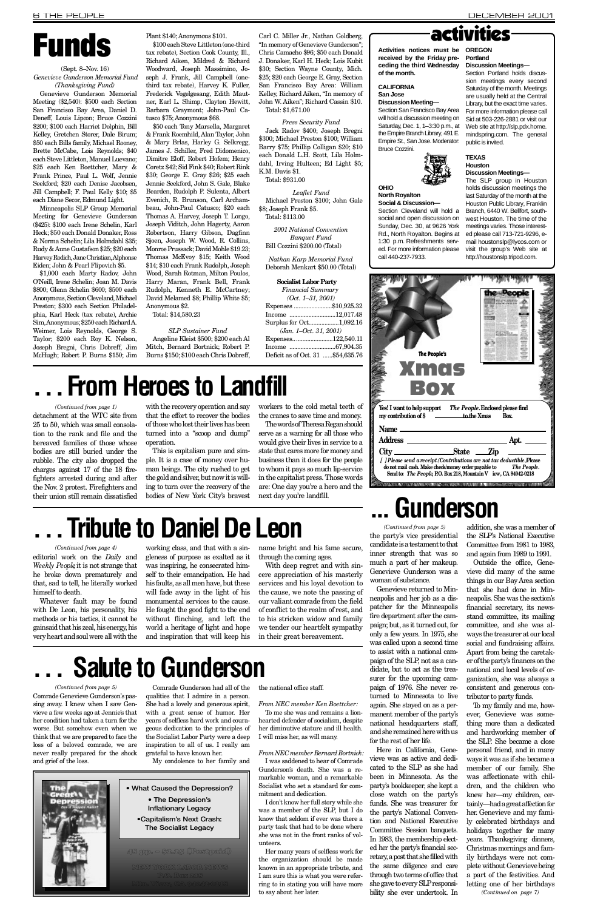# Funds

(Sept. 8–Nov. 16)

*Genevieve Gunderson Memorial Fund (Thanksgiving Fund)*

Genevieve Gunderson Memorial Meeting ($2,540): $500 each Section San Francisco Bay Area, Daniel D. Deneff, Louis Lipcon; Bruce Cozzini $200; $100 each Harriet Dolphin, Bill Kelley, Gretchen Storer, Dale Birum; $50 each Bills family, Michael Rooney, Brette McCabe, Lois Reynolds; $40 each Steve Littleton, Manuel Luevano; $25 each Ken Boettcher, Mary & Frank Prince, Paul L. Wolf, Jennie Seekford; $20 each Denise Jacobsen, Jill Campbell; F. Paul Kelly $10; $5 each Diane Secor, Edmund Light.

Minneapolis SLP Group Memorial Meeting for Genevieve Gunderson ($425): $100 each Irene Schelin, Karl Heck; $50 each Donald Donaker, Ross & Norma Schelin; Lila Holmdahl $35; Rudy & Aune Gustafson $25; $20 each Harvey Rodich, Jane Christian, Alphonse Eiden; John & Pearl Flipovich $5.

$1,000 each Marty Radov, John O'Neill, Irene Schelin; Joan M. Davis $800; Glenn Schelin $600; $500 each Anonymous, Section Cleveland, Michael Preston; $300 each Section Philadelphia, Karl Heck (tax rebate), Archie Sim, Anonymous; $250 each Richard A. Weimer, Lois Reynolds, George S. Taylor; $200 each Roy K. Nelson, Joseph Bregni, Chris Dobreff, Jim McHugh; Robert P. Burns $150; Jim Plant $140; Anonymous $101.

$100 each Steve Littleton (one-third tax rebate), Section Cook County, Ill., Richard Aiken, Mildred & Richard Woodward, Joseph Massimino, Joseph J. Frank, Jill Campbell (one-third tax rebate), Harvey K. Fuller, Frederick Vogelgesang, Clayton Hewitt, Barbara Graymont; John-Paul Catusco $75; Anonymous $68.

$50 each Tony Marsella, Margaret & Frank Roemhild, Alan Taylor, John & Mary Brlas, Harley G. Selkregg, James J. Schiller, Fred Didomenico, Dimitre Eloff, Robert Hofem; Henry Coretz $42; Sid Fink $40; Robert Rink $30; George E. Gray $26; $25 each Jennie Seekford, John S. Gale, Blake Bearden, Rudolph P. Sulenta, Albert Evenich, R. Brunson, Carl Archambeau, John-Paul Catusco; $20 each Thomas A. Harvey, Joseph T. Longo, Joseph Viditch, John Hagerty, Aaron Robertson, Harry Gibson, Dagfinn Sjoen, Joseph W. Wood, R. Collins, Monroe Prussack; David Mohle $19.23; Thomas McEvoy $15; Keith Wood $14; $10 each Frank Rudolph, Joseph Wood, Sarah Rotman, Milton Poulos, Harry Maran, Frank Bell, Frank Rudolph, Kenneth E. McCartney; David Melamed $8; Phillip White $5; Anonymous $2.

Total: $14,580.23

*SLP Sustainer Fund*

Angeline Kleist $500; $200 each Al Mitch, Bernard Bortnick; Robert P. Burns $150; $100 each Chris Dobreff, Carl C. Miller Jr., Nathan Goldberg, "In memory of Genevieve Gunderson"; Chris Camacho $96; $50 each Donald J. Donaker, Karl H. Heck; Lois Kubit $30; Section Wayne County, Mich. $25; $20 each George E. Gray, Section San Francisco Bay Area: William Kelley, Richard Aiken, "In memory of John W. Aiken"; Richard Cassin $10.

Total: $1,671.00

*Press Security Fund*

Jack Radov $400; Joseph Bregni $300; Michael Preston $100; William Barry $75; Phillip Colligan $20; $10 each Donald L.H. Scott, Lila Holmdahl, Irving Hulteen; Ed Light $5; K.M. Davis $1.

Total: $931.00

*Leaflet Fund*

Michael Preston $100; John Gale $8; Joseph Frank $5.

Total: $113.00

*2001 National Convention Banquet Fund*

Bill Cozzini $200.00 (Total)

*Nathan Karp Memorial Fund*

Deborah Menkart $50.00 (Total)

**Socialist Labor Party**
*Financial Summary*

| *(Oct. 1–31, 2001)* | |
|---|---|
| Expenses | $10,925.32 |
| Income | 12,017.48 |
| Surplus for Oct. | 1,092.16 |
| *(Jan. 1–Oct. 31, 2001)* | |
| Expenses | 122,540.11 |
| Income | 67,904.35 |
| Deficit as of Oct. 31 | $54,635.76 |

# activities

**Activities notices must be received by the Friday preceding the third Wednesday of the month.**

**CALIFORNIA**
**San Jose**
**Discussion Meeting—**
Section San Francisco Bay Area will hold a discussion meeting on Saturday, Dec. 1, 1–3:30 p.m., at the Empire Branch Library, 491 E. Empire St., San Jose. Moderator: Bruce Cozzini.

**OHIO**
**North Royalton**
**Social & Discussion—**
Section Cleveland will hold a social and open discussion on Sunday, Dec. 30, at 9626 York Rd., North Royalton. Begins at 1:30 p.m. Refreshments served. For more information please call 440-237-7933.

**OREGON**
**Portland**
**Discussion Meetings—**
Section Portland holds discussion meetings every second Saturday of the month. Meetings are usually held at the Central Library, but the exact time varies. For more information please call Sid at 503-226-2881 or visit our Web site at http://slp.pdx.home.mindspring.com. The general public is invited.

**TEXAS**
**Houston**
**Discussion Meetings—**
The SLP group in Houston holds discussion meetings the last Saturday of the month at the Houston Public Library, Franklin Branch, 6440 W. Bellfort, southwest Houston. The time of the meetings varies. Those interested please call 713-721-9296, e-mail houstonslp@lycos.com or visit the group's Web site at http://houstonslp.tripod.com.

**The People's Xmas Box**

**Yes! I want to help support *The People*. Enclosed please find my contribution of $ ______ to the Xmas Box.**

Name ______
Address ______ Apt. ______
City ______ State ______ Zip ______

[ ] *Please send a receipt.* *(Contributions are not tax deductible.)* **Please do not mail cash. Make check/money order payable to *The People*. Send to: *The People*, P.O. Box 218, Mountain View, CA 94042-0218**

# . . . From Heroes to Landfill

*(Continued from page 1)*

detachment at the WTC site from 25 to 50, which was small consolation to the rank and file and the bereaved families of those whose bodies are still buried under the rubble. The city also dropped the charges against 17 of the 18 firefighters arrested during and after the Nov. 2 protest. Firefighters and their union still remain dissatisfied with the recovery operation and say that the effort to recover the bodies of those who lost their lives has been turned into a "scoop and dump" operation.

This is capitalism pure and simple. It is a case of money over human beings. The city rushed to get the gold and silver, but now it is willing to turn over the recovery of the bodies of New York City's bravest workers to the cold metal teeth of the cranes to save time and money.

The words of Theresa Regan should serve as a warning for all those who would give their lives in service to a state that cares more for money and business than it does for the people to whom it pays so much lip-service in the capitalist press. Those words are: One day you're a hero and the next day you're landfill.

# . . . Tribute to Daniel De Leon

*(Continued from page 4)*

editorial work on the *Daily* and *Weekly People*, it is not strange that he broke down prematurely and that, sad to tell, he literally worked himself to death.

Whatever fault may be found with De Leon, his personality, his methods or his tactics, it cannot be gainsaid that his zeal, his energy, his very heart and soul were all with the working class, and that with a singleness of purpose as exalted as it was inspiring, he consecrated himself to their emancipation. He had his faults, as all men have, but these will fade away in the light of his monumental services to the cause. He fought the good fight to the end without flinching, and left the world a heritage of light and hope and inspiration that will keep his name bright and his fame secure, through the coming ages.

With deep regret and with sincere appreciation of his masterly services and his loyal devotion to the cause, we note the passing of our valiant comrade from the field of conflict to the realm of rest, and to his stricken widow and family we tender our heartfelt sympathy in their great bereavement.

# . . . Salute to Gunderson

*(Continued from page 5)*

Comrade Genevieve Gunderson's passing away. I knew when I saw Genevieve a few weeks ago at Jennie's that her condition had taken a turn for the worse. But somehow even when we think that we are prepared to face the loss of a beloved comrade, we are never really prepared for the shock and grief of the loss.

Comrade Gunderson had all of the qualities that I admire in a person. She had a lovely and generous spirit, with a great sense of humor. Her years of selfless hard work and courageous dedication to the principles of the Socialist Labor Party were a deep inspiration to all of us. I really am grateful to have known her.

My condolence to her family and the national office staff.

*From NEC member Ken Boettcher:*

To me she was and remains a lion-hearted defender of socialism, despite her diminutive stature and ill health. I will miss her, as will many.

*From NEC member Bernard Bortnick:*

I was saddened to hear of Comrade Gunderson's death. She was a remarkable woman, and a remarkable Socialist who set a standard for commitment and dedication.

I don't know her full story while she was a member of the SLP, but I do know that seldom if ever was there a party task that had to be done where she was not in the front ranks of volunteers.

Her many years of selfless work for the organization should be made known in an appropriate tribute, and I am sure this is what you were referring to in stating you will have more to say about her later.

• What Caused the Depression?
• The Depression's Inflationary Legacy
• Capitalism's Next Crash: The Socialist Legacy

48 pp. — $2.25 (Postpaid)

NEW YORK LABOR NEWS
P.O. Box 218
Mtn. View, CA 94042-0218

# ... Gunderson

*(Continued from page 5)*

the party's vice presidential candidate is a testament to that inner strength that was so much a part of her makeup. Genevieve Gunderson was a woman of substance.

Genevieve returned to Minneapolis and her job as a dispatcher for the Minneapolis fire department after the campaign; but, as it turned out, for only a few years. In 1975, she was called upon a second time to assist with a national campaign of the SLP, not as a candidate, but to act as the treasurer for the upcoming campaign of 1976. She never returned to Minnesota to live again. She stayed on as a permanent member of the party's national headquarters staff, and she remained here with us for the rest of her life.

Here in California, Genevieve was as active and dedicated to the SLP as she had been in Minnesota. As the party's bookkeeper, she kept a close watch on the party's funds. She was treasurer for the party's National Convention and National Executive Committee Session banquets. In 1983, the membership elected her the party's financial secretary, a post that she filled with the same diligence and care through two terms of office that she gave to every SLP responsibility she ever undertook. In addition, she was a member of the SLP's National Executive Committee from 1981 to 1983, and again from 1989 to 1991.

Outside the office, Genevieve did many of the same things in our Bay Area section that she had done in Minneapolis. She was the section's financial secretary, its newsstand committee, its mailing committee, and she was always the treasurer at our local social and fundraising affairs. Apart from being the caretaker of the party's finances on the national and local levels of organization, she was always a consistent and generous contributor to party funds.

To my family and me, however, Genevieve was something more than a dedicated and hardworking member of the SLP. She became a close personal friend, and in many ways it was as if she became a member of our family. She was affectionate with children, and the children who knew her—my children, certainly—had a great affection for her. Genevieve and my family celebrated birthdays and holidays together for many years. Thanksgiving dinners, Christmas mornings and family birthdays were not complete without Genevieve being a part of the festivities. And letting one of her birthdays

*(Continued on page 7)*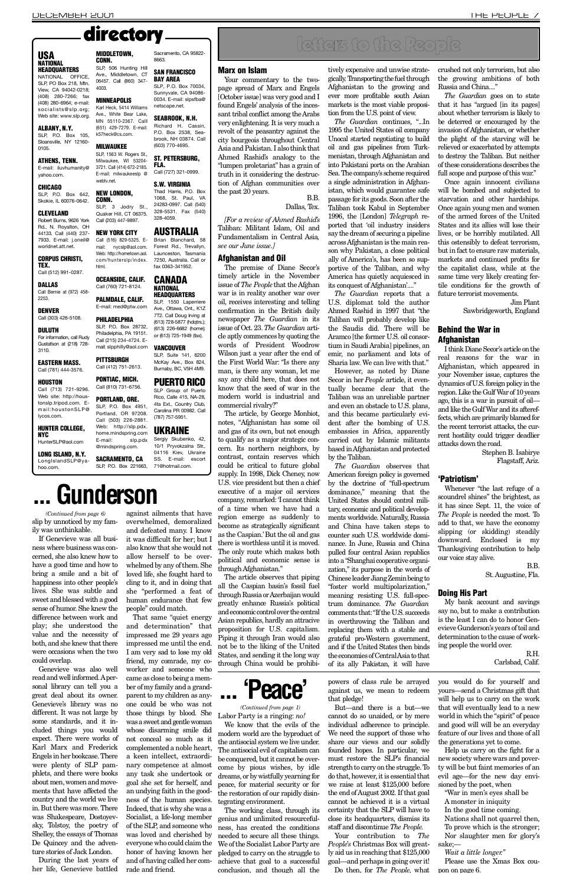# directory

## USA

### NATIONAL HEADQUARTERS

NATIONAL OFFICE, SLP, PO Box 218, Mtn. View, CA 94042-0218; (408) 280-7266; fax (408) 280-6964; e-mail: socialists@slp.org; Web site: www.slp.org

**ALBANY, N.Y.**
SLP, P.O. Box 105, Sloansville, NY 12160-0105.

**ATHENS, TENN.**
E-mail: iluvhumanity@yahoo.com.

**CHICAGO**
SLP, P.O. Box 642, Skokie, IL 60076-0642.

**CLEVELAND**
Robert Burns, 9626 York Rd., N. Royalton, OH 44133. Call (440) 237-7933. E-mail: j.oneill@worldnet.att.net.

**CORPUS CHRISTI, TEX.**
Call (512) 991-0287.

**DALLAS**
Call Bernie at (972) 458-2253.

**DENVER**
Call (303) 426-5108.

**DULUTH**
For information, call Rudy Gustafson at (218) 728-3110.

**EASTERN MASS.**
Call (781) 444-3576.

**HOUSTON**
Call (713) 721-9296. Web site: http://houstonslp.tripod.com. E-mail: houstonSLP@lycos.com.

**HUNTER COLLEGE, NYC**
HunterSLP@aol.com

**LONG ISLAND, N.Y.**
LongIslandSLP@yahoo.com.

**MIDDLETOWN, CONN.**
SLP, 506 Hunting Hill Ave., Middletown, CT 06457. Call (860) 347-4003.

**MINNEAPOLIS**
Karl Heck, 5414 Williams Ave., White Bear Lake, MN 55110-2367. Call (651) 429-7279. E-mail: k57heck@cs.com.

**MILWAUKEE**
SLP, 1563 W. Rogers St., Milwaukee, WI 53204-3721. Call (414) 672-2185. E-mail: milwaukeeslp@webtv.net.

**NEW LONDON, CONN.**
SLP, 3 Jodry St., Quaker Hill, CT 06375. Call (203) 447-9897.

**NEW YORK CITY**
Call (516) 829-5325. E-mail: nycslp@aol.com. Web: http://hometown.aol.com/huntersIp/index.html.

**OCEANSIDE, CALIF.**
Call (760) 721-8124.

**PALMDALE, CALIF.**
E-mail: med@ptw.com

**PHILADELPHIA**
SLP, P.O. Box 28732, Philadelphia, PA 19151. Call (215) 234-4724. E-mail: slpphilly@aol.com

**PITTSBURGH**
Call (412) 751-2613.

**PONTIAC, MICH.**
Call (810) 731-6756.

**PORTLAND, ORE.**
SLP, P.O. Box 4951, Portland, OR 97208. Call (503) 226-2881. Web: http://slp.pdx.home.mindspring.com E-mail: slp.pdx@mindspring.com.

**SACRAMENTO, CA**
SLP, P.O. Box 221663, Sacramento, CA 95822-8663.

**SAN FRANCISCO BAY AREA**
SLP, P.O. Box 70034, Sunnyvale, CA 94086-0034. E-mail: slpsfba@netscape.net.

**SEABROOK, N.H.**
Richard H. Cassin, P.O. Box 2538, Seabrook, NH 03874. Call (603) 770-4695.

**ST. PETERSBURG, FLA.**
Call (727) 321-0999.

**S.W. VIRGINIA**
Thad Harris, P.O. Box 1068, St. Paul, VA 24283-0997. Call (540) 328-5531. Fax (540) 328-4059.

## AUSTRALIA

Brian Blanchard, 58 Forest Rd., Trevallyn, Launceston, Tasmania 7250, Australia. Call or fax 0363-341952.

## CANADA

### NATIONAL HEADQUARTERS

SLP, 1550 Laperriere Ave., Ottawa, Ont., K1Z 7T2. Call Doug Irving at (613) 728-5877 (hdqtrs.); (613) 226-6682 (home); or (613) 725-1949 (fax).

**VANCOUVER**
SLP, Suite 141, 6200 McKay Ave., Box 824, Burnaby, BC, V5H 4M9.

## PUERTO RICO

SLP Group of Puerto Rico, Calle 415, NA-28, 4ta Ext., Country Club, Carolina PR 00982. Call (787) 757-5951.

## UKRAINE

Sergiy Skubenko, 42, 10/1 Pryvokzalna Str., 04116 Kiev, Ukraine SS. E-mail: escort71@hotmail.com.

# letters to the People

### Marx on Islam

Your commentary to the two-page spread of Marx and Engels [October issue] was very good and I found Engels' analysis of the incessant tribal conflict among the Arabs very enlightening. It is very much a revolt of the peasantry against the city bourgeois throughout Central Asia and Pakistan. I also think that Ahmed Rashid's analogy to the "lumpen proletariat" has a grain of truth in it considering the destruction of Afghan communities over the past 20 years.

B.B.
Dallas, Tex.

*[For a review of Ahmed Rashid's* Taliban: Militant Islam, Oil and Fundamentalism in Central Asia, *see our June issue.]*

### Afghanistan and Oil

The premise of Diane Secor's timely article in the November issue of *The People* that the Afghan war is in reality another war over oil, receives interesting and telling confirmation in the British daily newspaper *The Guardian* in its issue of Oct. 23. *The Guardian* article aptly commences by quoting the words of President Woodrow Wilson just a year after the end of the First World War: "Is there any man, is there any woman, let me say any child here, that does not know that the seed of war in the modern world is industrial and commercial rivalry?"

The article, by George Monbiot, notes, "Afghanistan has some oil and gas of its own, but not enough to qualify as a major strategic concern. Its northern neighbors, by contrast, contain reserves which could be critical to future global supply. In 1998, Dick Cheney, now U.S. vice president but then a chief executive of a major oil services company, remarked: 'I cannot think of a time when we have had a region emerge as suddenly to become as strategically significant as the Caspian.' But the oil and gas there is worthless until it is moved. The only route which makes both political and economic sense is through Afghanistan."

The article observes that piping all the Caspian basin's fossil fuel through Russia or Azerbaijan would greatly enhance Russia's political and economic control over the central Asian republics, hardly an attractive proposition for U.S. capitalism. Piping it through Iran would also not be to the liking of the United States, and sending it the long way through China would be prohibitively expensive and unwise strategically. Transporting the fuel through Afghanistan to the growing and ever more profitable south Asian markets is the most viable proposition from the U.S. point of view.

*The Guardian* continues, "...In 1995 the United States oil company Unocal started negotiating to build oil and gas pipelines from Turkmenistan, through Afghanistan and into Pakistani ports on the Arabian Sea. The company's scheme required a single administration in Afghanistan, which would guarantee safe passage for its goods. Soon after the Taliban took Kabul in September 1996, the [London] *Telegraph* reported that 'oil industry insiders say the dream of securing a pipeline across Afghanistan is the main reason why Pakistan, a close political ally of America's, has been so supportive of the Taliban, and why America has quietly acquiesced in its conquest of Afghanistan'...."

*The Guardian* reports that a U.S. diplomat told the author Ahmed Rashid in 1997 that "the Taliban will probably develop like the Saudis did. There will be Aramco [the former U.S. oil consortium in Saudi Arabia] pipelines, an emir, no parliament and lots of Sharia law. We can live with that."

However, as noted by Diane Secor in her *People* article, it eventually became clear that the Taliban was an unreliable partner and even an obstacle to U.S. plans, and this became particularly evident after the bombing of U.S. embassies in Africa, apparently carried out by Islamic militants based in Afghanistan and protected by the Taliban.

*The Guardian* observes that American foreign policy is governed by the doctrine of "full-spectrum dominance," meaning that the United States should control military, economic and political developments worldwide. Naturally, Russia and China have taken steps to counter such U.S. worldwide dominance. In June, Russia and China pulled four central Asian republics into a "Shanghai cooperative organization," its purpose in the words of Chinese leader Jiang Zemin being to "foster world multipolarization," meaning resisting U.S. full-spectrum dominance. *The Guardian* comments that: "If the U.S. succeeds in overthrowing the Taliban and replacing them with a stable and grateful pro-Western government, and if the United States then binds the economies of Central Asia to that of its ally Pakistan, it will have crushed not only terrorism, but also the growing ambitions of both Russia and China...."

*The Guardian* goes on to state that it has "argued [in its pages] about whether terrorism is likely to be deterred or encouraged by the invasion of Afghanistan, or whether the plight of the starving will be relieved or exacerbated by attempts to destroy the Taliban. But neither of these considerations describes the full scope and purpose of this war."

Once again innocent civilians will be bombed and subjected to starvation and other hardships. Once again young men and women of the armed forces of the United States and its allies will lose their lives, or be horribly mutilated. All this ostensibly to defeat terrorism, but in fact to ensure raw materials, markets and continued profits for the capitalist class, while at the same time very likely creating fertile conditions for the growth of future terrorist movements.

Jim Plant
Sawbridgeworth, England

### Behind the War in Afghanistan

I think Diane Secor's article on the real reasons for the war in Afghanistan, which appeared in your November issue, captures the dynamics of U.S. foreign policy in the region. Like the Gulf War of 10 years ago, this is a war in pursuit of oil—and like the Gulf War and its aftereffects, which are primarily blamed for the recent terrorist attacks, the current hostility could trigger deadlier attacks down the road.

Stephen B. Isabirye
Flagstaff, Ariz.

### 'Patriotism'

Whenever "the last refuge of a scoundrel shines" the brightest, as it has since Sept. 11, the voice of *The People* is needed the most. To add to that, we have the economy slipping (or skidding) steadily downward. Enclosed is my Thanksgiving contribution to help our voice stay alive.

B.B.
St. Augustine, Fla.

### Doing His Part

My bank account and savings say no, but to make a contribution is the least I can do to honor Genevieve Gunderson's years of toil and determination to the cause of working people the world over.

R.H.
Carlsbad, Calif.

# ... Gunderson

*(Continued from page 6)*

slip by unnoticed by my family was unthinkable.

If Genevieve was all business where business was concerned, she also knew how to have a good time and how to bring a smile and a bit of happiness into other people's lives. She was subtle and sweet and blessed with a good sense of humor. She knew the difference between work and play; she understood the value and the necessity of both, and she knew that there were occasions when the two could overlap.

Genevieve was also well read and well informed. A personal library can tell you a great deal about its owner. Genevieve's library was no different. It was not large by some standards, and it included things you would expect. There were works of Karl Marx and Frederick Engels in her bookcase. There were plenty of SLP pamphlets, and there were books about men, women and movements that have affected the country and the world we live in. But there was more. There was Shakespeare, Dostoyevsky, Tolstoy, the poetry of Shelley, the essays of Thomas De Quincey and the adventure stories of Jack London.

During the last years of her life, Genevieve battled against ailments that have overwhelmed, demoralized and defeated many. I know it was difficult for her; but I also know that she would not allow herself to be overwhelmed by any of them. She loved life, she fought hard to cling to it, and in doing that she "performed a feat of human endurance that few people" could match.

That same "quiet energy and determination" that impressed me 29 years ago impressed me until the end. I am very sad to lose my old friend, my comrade, my coworker and someone who came as close to being a member of my family and a grandparent to my children as anyone could be who was not those things by blood. She was a sweet and gentle woman whose disarming smile did not conceal so much as it complemented a noble heart, a keen intellect, extraordinary competence at almost any task she undertook or goal she set for herself, and an undying faith in the goodness of the human species. Indeed, that is why she was a Socialist, a life-long member of the SLP, and someone who was loved and cherished by everyone who could claim the honor of having known her and of having called her comrade and friend.

# ... 'Peace'

*(Continued from page 1)*

Labor Party is a ringing: *no!*

We know that the evils of the modern world are the byproduct of the antisocial system we live under. The antisocial evil of capitalism can be conquered, but it cannot be overcome by pious wishes, by idle dreams, or by wistfully yearning for peace, for material security or for the restoration of our rapidly disintegrating environment.

The working class, through its genius and unlimited resourcefulness, has created the conditions needed to secure all these things. We of the Socialist Labor Party are pledged to carry on the struggle to achieve that goal to a successful conclusion, and though all the powers of class rule be arrayed against us, we mean to redeem that pledge!

But—and there is a but—we cannot do so unaided, or by mere individual adherence to principle. We need the support of those who share our views and our solidly founded hopes. In particular, we must restore the SLP's financial strength to carry on the struggle. To do that, however, it is essential that we raise at least $125,000 before the end of August 2002. If that goal cannot be achieved it is a virtual certainty that the SLP will have to close its headquarters, dismiss its staff and discontinue *The People.*

Your contribution to *The People's* Christmas Box will greatly aid us in reaching that $125,000 goal—and perhaps in going over it!

Do then, for *The People*, what you would do for yourself and yours—send a Christmas gift that will help us to carry on the work that will eventually lead to a new world in which the "spirit" of peace and good will will be an everyday feature of our lives and those of all the generations yet to come.

Help us carry on the fight for a new society where wars and poverty will be but faint memories of an evil age—for the new day envisioned by the poet, when

"War in men's eyes shall be
A monster in iniquity
In the good time coming.
Nations shall not quarrel then,
To prove which is the stronger;
Nor slaughter men for glory's sake;—
*Wait a little longer."*

Please use the Xmas Box coupon on page 6.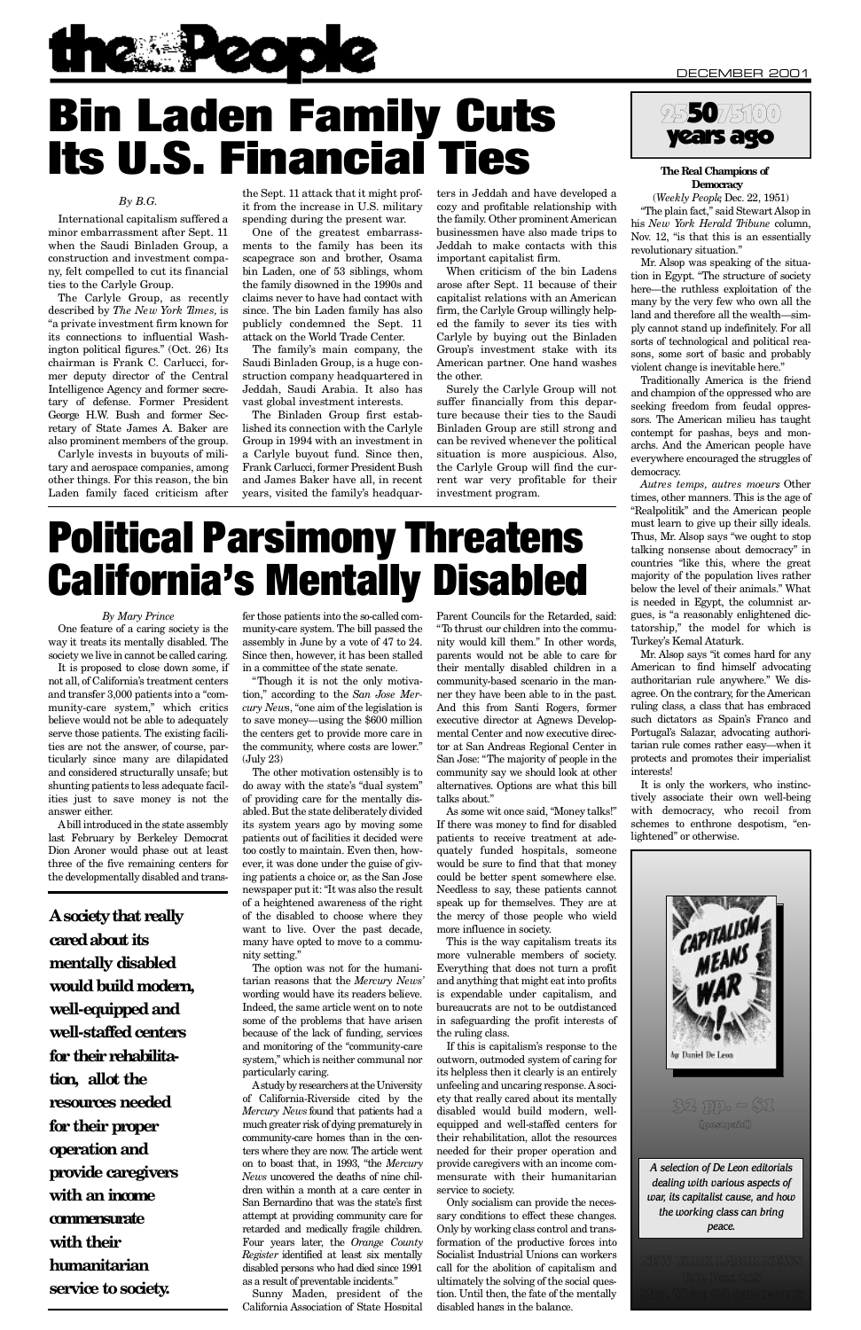# Bin Laden Family Cuts Its U.S. Financial Ties

*By B.G.*

International capitalism suffered a minor embarrassment after Sept. 11 when the Saudi Binladen Group, a construction and investment company, felt compelled to cut its financial ties to the Carlyle Group.

The Carlyle Group, as recently described by *The New York Times,* is "a private investment firm known for its connections to influential Washington political figures." (Oct. 26) Its chairman is Frank C. Carlucci, former deputy director of the Central Intelligence Agency and former secretary of defense. Former President George H.W. Bush and former Secretary of State James A. Baker are also prominent members of the group.

Carlyle invests in buyouts of military and aerospace companies, among other things. For this reason, the bin Laden family faced criticism after the Sept. 11 attack that it might profit from the increase in U.S. military spending during the present war.

One of the greatest embarrassments to the family has been its scapegrace son and brother, Osama bin Laden, one of 53 siblings, whom the family disowned in the 1990s and claims never to have had contact with since. The bin Laden family has also publicly condemned the Sept. 11 attack on the World Trade Center.

The family's main company, the Saudi Binladen Group, is a huge construction company headquartered in Jeddah, Saudi Arabia. It also has vast global investment interests.

The Binladen Group first established its connection with the Carlyle Group in 1994 with an investment in a Carlyle buyout fund. Since then, Frank Carlucci, former President Bush and James Baker have all, in recent years, visited the family's headquarters in Jeddah and have developed a cozy and profitable relationship with the family. Other prominent American businessmen have also made trips to Jeddah to make contacts with this important capitalist firm.

When criticism of the bin Ladens arose after Sept. 11 because of their capitalist relations with an American firm, the Carlyle Group willingly helped the family to sever its ties with Carlyle by buying out the Binladen Group's investment stake with its American partner. One hand washes the other.

Surely the Carlyle Group will not suffer financially from this departure because their ties to the Saudi Binladen Group are still strong and can be revived whenever the political situation is more auspicious. Also, the Carlyle Group will find the current war very profitable for their investment program.

# Political Parsimony Threatens California's Mentally Disabled

*By Mary Prince*

One feature of a caring society is the way it treats its mentally disabled. The society we live in cannot be called caring.

It is proposed to close down some, if not all, of California's treatment centers and transfer 3,000 patients into a "community-care system," which critics believe would not be able to adequately serve those patients. The existing facilities are not the answer, of course, particularly since many are dilapidated and considered structurally unsafe; but shunting patients to less adequate facilities just to save money is not the answer either.

A bill introduced in the state assembly last February by Berkeley Democrat Dion Aroner would phase out at least three of the five remaining centers for the developmentally disabled and transfer those patients into the so-called community-care system. The bill passed the assembly in June by a vote of 47 to 24. Since then, however, it has been stalled in a committee of the state senate.

"Though it is not the only motivation," according to the *San Jose Mercury News*, "one aim of the legislation is to save money—using the $600 million the centers get to provide more care in the community, where costs are lower." (July 23)

The other motivation ostensibly is to do away with the state's "dual system" of providing care for the mentally disabled. But the state deliberately divided its system years ago by moving some patients out of facilities it decided were too costly to maintain. Even then, however, it was done under the guise of giving patients a choice or, as the San Jose newspaper put it: "It was also the result of a heightened awareness of the right of the disabled to choose where they want to live. Over the past decade, many have opted to move to a community setting."

The option was not for the humanitarian reasons that the *Mercury News'* wording would have its readers believe. Indeed, the same article went on to note some of the problems that have arisen because of the lack of funding, services and monitoring of the "community-care system," which is neither communal nor particularly caring.

A study by researchers at the University of California-Riverside cited by the *Mercury News* found that patients had a much greater risk of dying prematurely in community-care homes than in the centers where they are now. The article went on to boast that, in 1993, "the *Mercury News* uncovered the deaths of nine children within a month at a care center in San Bernardino that was the state's first attempt at providing community care for retarded and medically fragile children. Four years later, the *Orange County Register* identified at least six mentally disabled persons who had died since 1991 as a result of preventable incidents."

Sunny Maden, president of the California Association of State Hospital Parent Councils for the Retarded, said: "To thrust our children into the community would kill them." In other words, parents would not be able to care for their mentally disabled children in a community-based scenario in the manner they have been able to in the past. And this from Santi Rogers, former executive director at Agnews Developmental Center and now executive director at San Andreas Regional Center in San Jose: "The majority of people in the community say we should look at other alternatives. Options are what this bill talks about."

As some wit once said, "Money talks!" If there was money to find for disabled patients to receive treatment at adequately funded hospitals, someone would be sure to find that that money could be better spent somewhere else. Needless to say, these patients cannot speak up for themselves. They are at the mercy of those people who wield more influence in society.

This is the way capitalism treats its more vulnerable members of society. Everything that does not turn a profit and anything that might eat into profits is expendable under capitalism, and bureaucrats are not to be outdistanced in safeguarding the profit interests of the ruling class.

If this is capitalism's response to the outworn, outmoded system of caring for its helpless then it clearly is an entirely unfeeling and uncaring response. A society that really cared about its mentally disabled would build modern, well-equipped and well-staffed centers for their rehabilitation, allot the resources needed for their proper operation and provide caregivers with an income commensurate with their humanitarian service to society.

Only socialism can provide the necessary conditions to effect these changes. Only by working class control and transformation of the productive forces into Socialist Industrial Unions can workers call for the abolition of capitalism and ultimately the solving of the social question. Until then, the fate of the mentally disabled hangs in the balance.

**A society that really cared about its mentally disabled would build modern, well-equipped and well-staffed centers for their rehabilitation, allot the resources needed for their proper operation and provide caregivers with an income commensurate with their humanitarian service to society.**

## 25 50 75 100 years ago

**The Real Champions of Democracy**

(*Weekly People,* Dec. 22, 1951)

"The plain fact," said Stewart Alsop in his *New York Herald Tribune* column, Nov. 12, "is that this is an essentially revolutionary situation."

Mr. Alsop was speaking of the situation in Egypt. "The structure of society here—the ruthless exploitation of the many by the very few who own all the land and therefore all the wealth—simply cannot stand up indefinitely. For all sorts of technological and political reasons, some sort of basic and probably violent change is inevitable here."

Traditionally America is the friend and champion of the oppressed who are seeking freedom from feudal oppressors. The American milieu has taught contempt for pashas, beys and monarchs. And the American people have everywhere encouraged the struggles of democracy.

*Autres temps, autres moeurs* Other times, other manners. This is the age of "Realpolitik" and the American people must learn to give up their silly ideals. Thus, Mr. Alsop says "we ought to stop talking nonsense about democracy" in countries "like this, where the great majority of the population lives rather below the level of their animals." What is needed in Egypt, the columnist argues, is "a reasonably enlightened dictatorship," the model for which is Turkey's Kemal Ataturk.

Mr. Alsop says "it comes hard for any American to find himself advocating authoritarian rule anywhere." We disagree. On the contrary, for the American ruling class, a class that has embraced such dictators as Spain's Franco and Portugal's Salazar, advocating authoritarian rule comes rather easy—when it protects and promotes their imperialist interests!

It is only the workers, who instinctively associate their own well-being with democracy, who recoil from schemes to enthrone despotism, "enlightened" or otherwise.

**Capitalism Means War!** by Daniel De Leon

32 pp. — $1 (postpaid)

*A selection of De Leon editorials dealing with various aspects of war, its capitalist cause, and how the working class can bring peace.*

NEW YORK LABOR NEWS